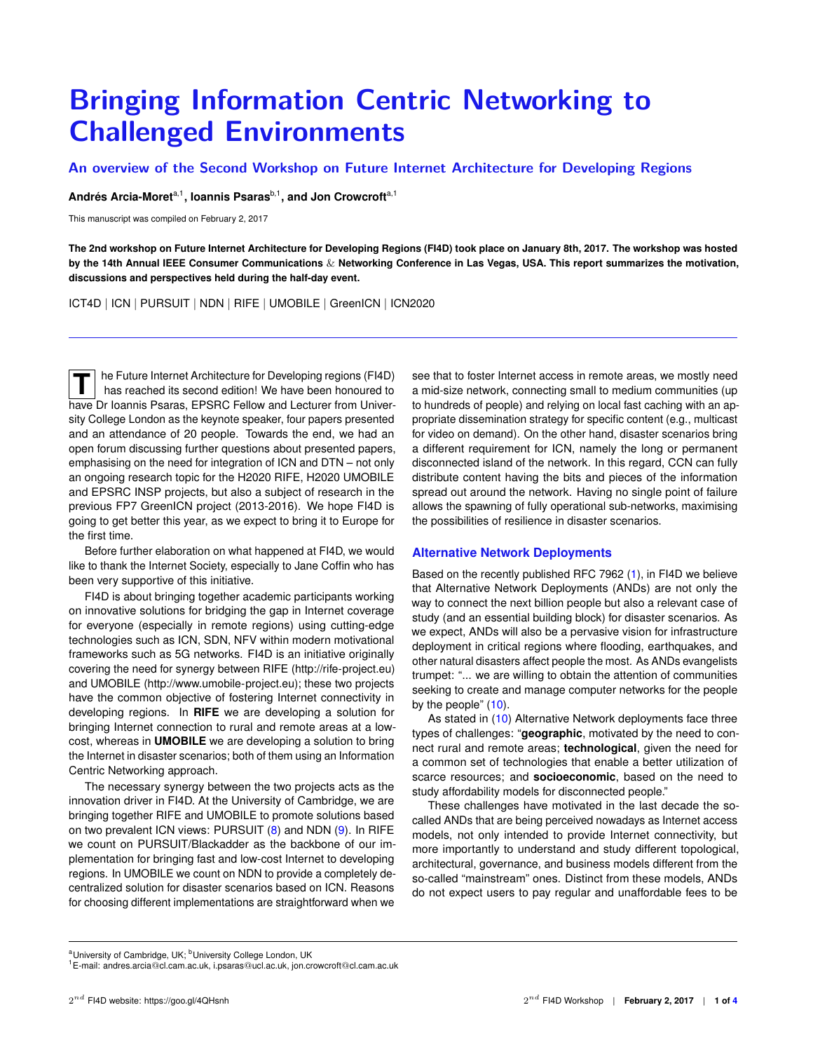# Bringing Information Centric Networking to Challenged Environments

## An overview of the Second Workshop on Future Internet Architecture for Developing Regions

**Andrés Arcia-Moret**[a,1], **Ioannis Psaras**[b,1], **and Jon Crowcroft**[a,1]

This manuscript was compiled on February 2, 2017

**The 2nd workshop on Future Internet Architecture for Developing Regions (FI4D) took place on January 8th, 2017. The workshop was hosted by the 14th Annual IEEE Consumer Communications & Networking Conference in Las Vegas, USA. This report summarizes the motivation, discussions and perspectives held during the half-day event.**

ICT4D | ICN | PURSUIT | NDN | RIFE | UMOBILE | GreenICN | ICN2020

The Future Internet Architecture for Developing regions (FI4D) has reached its second edition! We have been honoured to have Dr Ioannis Psaras, EPSRC Fellow and Lecturer from University College London as the keynote speaker, four papers presented and an attendance of 20 people. Towards the end, we had an open forum discussing further questions about presented papers, emphasising on the need for integration of ICN and DTN – not only an ongoing research topic for the H2020 RIFE, H2020 UMOBILE and EPSRC INSP projects, but also a subject of research in the previous FP7 GreenICN project (2013-2016). We hope FI4D is going to get better this year, as we expect to bring it to Europe for the first time.

Before further elaboration on what happened at FI4D, we would like to thank the Internet Society, especially to Jane Coffin who has been very supportive of this initiative.

FI4D is about bringing together academic participants working on innovative solutions for bridging the gap in Internet coverage for everyone (especially in remote regions) using cutting-edge technologies such as ICN, SDN, NFV within modern motivational frameworks such as 5G networks. FI4D is an initiative originally covering the need for synergy between RIFE (http://rife-project.eu) and UMOBILE (http://www.umobile-project.eu); these two projects have the common objective of fostering Internet connectivity in developing regions. In **RIFE** we are developing a solution for bringing Internet connection to rural and remote areas at a low-cost, whereas in **UMOBILE** we are developing a solution to bring the Internet in disaster scenarios; both of them using an Information Centric Networking approach.

The necessary synergy between the two projects acts as the innovation driver in FI4D. At the University of Cambridge, we are bringing together RIFE and UMOBILE to promote solutions based on two prevalent ICN views: PURSUIT (8) and NDN (9). In RIFE we count on PURSUIT/Blackadder as the backbone of our implementation for bringing fast and low-cost Internet to developing regions. In UMOBILE we count on NDN to provide a completely decentralized solution for disaster scenarios based on ICN. Reasons for choosing different implementations are straightforward when we see that to foster Internet access in remote areas, we mostly need a mid-size network, connecting small to medium communities (up to hundreds of people) and relying on local fast caching with an appropriate dissemination strategy for specific content (e.g., multicast for video on demand). On the other hand, disaster scenarios bring a different requirement for ICN, namely the long or permanent disconnected island of the network. In this regard, CCN can fully distribute content having the bits and pieces of the information spread out around the network. Having no single point of failure allows the spawning of fully operational sub-networks, maximising the possibilities of resilience in disaster scenarios.

### Alternative Network Deployments

Based on the recently published RFC 7962 (1), in FI4D we believe that Alternative Network Deployments (ANDs) are not only the way to connect the next billion people but also a relevant case of study (and an essential building block) for disaster scenarios. As we expect, ANDs will also be a pervasive vision for infrastructure deployment in critical regions where flooding, earthquakes, and other natural disasters affect people the most. As ANDs evangelists trumpet: "... we are willing to obtain the attention of communities seeking to create and manage computer networks for the people by the people" (10).

As stated in (10) Alternative Network deployments face three types of challenges: "**geographic**, motivated by the need to connect rural and remote areas; **technological**, given the need for a common set of technologies that enable a better utilization of scarce resources; and **socioeconomic**, based on the need to study affordability models for disconnected people."

These challenges have motivated in the last decade the so-called ANDs that are being perceived nowadays as Internet access models, not only intended to provide Internet connectivity, but more importantly to understand and study different topological, architectural, governance, and business models different from the so-called "mainstream" ones. Distinct from these models, ANDs do not expect users to pay regular and unaffordable fees to be

[a]University of Cambridge, UK; [b]University College London, UK

[1]E-mail: andres.arcia@cl.cam.ac.uk, i.psaras@ucl.ac.uk, jon.crowcroft@cl.cam.ac.uk

$2^{nd}$ FI4D website: https://goo.gl/4QHsnh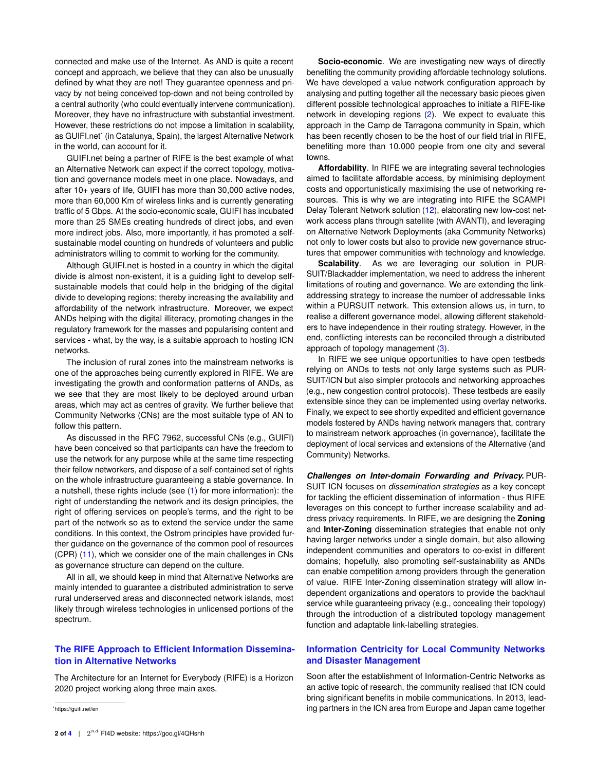connected and make use of the Internet. As AND is quite a recent concept and approach, we believe that they can also be unusually defined by what they are not! They guarantee openness and privacy by not being conceived top-down and not being controlled by a central authority (who could eventually intervene communication). Moreover, they have no infrastructure with substantial investment. However, these restrictions do not impose a limitation in scalability, as GUIFI.net[*] (in Catalunya, Spain), the largest Alternative Network in the world, can account for it.

GUIFI.net being a partner of RIFE is the best example of what an Alternative Network can expect if the correct topology, motivation and governance models meet in one place. Nowadays, and after 10+ years of life, GUIFI has more than 30,000 active nodes, more than 60,000 Km of wireless links and is currently generating traffic of 5 Gbps. At the socio-economic scale, GUIFI has incubated more than 25 SMEs creating hundreds of direct jobs, and even more indirect jobs. Also, more importantly, it has promoted a self-sustainable model counting on hundreds of volunteers and public administrators willing to commit to working for the community.

Although GUIFI.net is hosted in a country in which the digital divide is almost non-existent, it is a guiding light to develop self-sustainable models that could help in the bridging of the digital divide to developing regions; thereby increasing the availability and affordability of the network infrastructure. Moreover, we expect ANDs helping with the digital illiteracy, promoting changes in the regulatory framework for the masses and popularising content and services - what, by the way, is a suitable approach to hosting ICN networks.

The inclusion of rural zones into the mainstream networks is one of the approaches being currently explored in RIFE. We are investigating the growth and conformation patterns of ANDs, as we see that they are most likely to be deployed around urban areas, which may act as centres of gravity. We further believe that Community Networks (CNs) are the most suitable type of AN to follow this pattern.

As discussed in the RFC 7962, successful CNs (e.g., GUIFI) have been conceived so that participants can have the freedom to use the network for any purpose while at the same time respecting their fellow networkers, and dispose of a self-contained set of rights on the whole infrastructure guaranteeing a stable governance. In a nutshell, these rights include (see (1) for more information): the right of understanding the network and its design principles, the right of offering services on people's terms, and the right to be part of the network so as to extend the service under the same conditions. In this context, the Ostrom principles have provided further guidance on the governance of the common pool of resources (CPR) (11), which we consider one of the main challenges in CNs as governance structure can depend on the culture.

All in all, we should keep in mind that Alternative Networks are mainly intended to guarantee a distributed administration to serve rural underserved areas and disconnected network islands, most likely through wireless technologies in unlicensed portions of the spectrum.

## The RIFE Approach to Efficient Information Dissemination in Alternative Networks

The Architecture for an Internet for Everybody (RIFE) is a Horizon 2020 project working along three main axes.

**Socio-economic**. We are investigating new ways of directly benefiting the community providing affordable technology solutions. We have developed a value network configuration approach by analysing and putting together all the necessary basic pieces given different possible technological approaches to initiate a RIFE-like network in developing regions (2). We expect to evaluate this approach in the Camp de Tarragona community in Spain, which has been recently chosen to be the host of our field trial in RIFE, benefiting more than 10.000 people from one city and several towns.

**Affordability**. In RIFE we are integrating several technologies aimed to facilitate affordable access, by minimising deployment costs and opportunistically maximising the use of networking resources. This is why we are integrating into RIFE the SCAMPI Delay Tolerant Network solution (12), elaborating new low-cost network access plans through satellite (with AVANTI), and leveraging on Alternative Network Deployments (aka Community Networks) not only to lower costs but also to provide new governance structures that empower communities with technology and knowledge.

**Scalability**. As we are leveraging our solution in PURSUIT/Blackadder implementation, we need to address the inherent limitations of routing and governance. We are extending the link-addressing strategy to increase the number of addressable links within a PURSUIT network. This extension allows us, in turn, to realise a different governance model, allowing different stakeholders to have independence in their routing strategy. However, in the end, conflicting interests can be reconciled through a distributed approach of topology management (3).

In RIFE we see unique opportunities to have open testbeds relying on ANDs to tests not only large systems such as PURSUIT/ICN but also simpler protocols and networking approaches (e.g., new congestion control protocols). These testbeds are easily extensible since they can be implemented using overlay networks. Finally, we expect to see shortly expedited and efficient governance models fostered by ANDs having network managers that, contrary to mainstream network approaches (in governance), facilitate the deployment of local services and extensions of the Alternative (and Community) Networks.

***Challenges on Inter-domain Forwarding and Privacy.*** PURSUIT ICN focuses on *dissemination strategies* as a key concept for tackling the efficient dissemination of information - thus RIFE leverages on this concept to further increase scalability and address privacy requirements. In RIFE, we are designing the **Zoning** and **Inter-Zoning** dissemination strategies that enable not only having larger networks under a single domain, but also allowing independent communities and operators to co-exist in different domains; hopefully, also promoting self-sustainability as ANDs can enable competition among providers through the generation of value. RIFE Inter-Zoning dissemination strategy will allow independent organizations and operators to provide the backhaul service while guaranteeing privacy (e.g., concealing their topology) through the introduction of a distributed topology management function and adaptable link-labelling strategies.

## Information Centricity for Local Community Networks and Disaster Management

Soon after the establishment of Information-Centric Networks as an active topic of research, the community realised that ICN could bring significant benefits in mobile communications. In 2013, leading partners in the ICN area from Europe and Japan came together

[*] https://guifi.net/en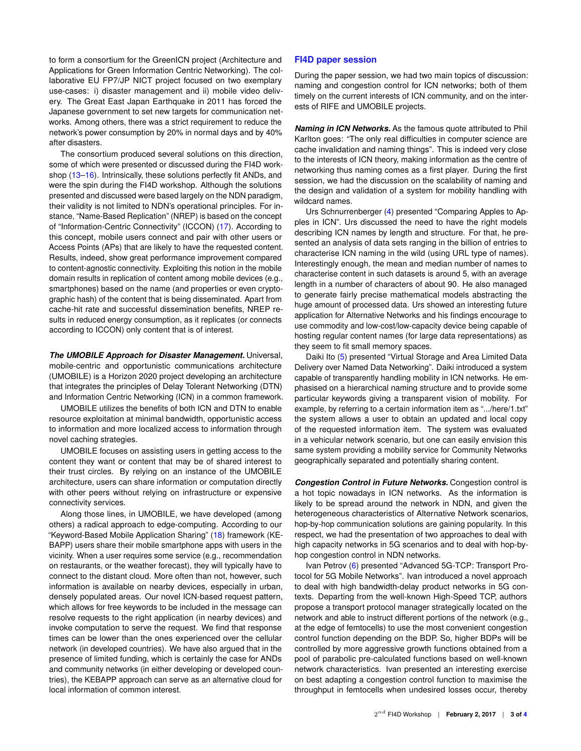to form a consortium for the GreenICN project (Architecture and Applications for Green Information Centric Networking). The collaborative EU FP7/JP NICT project focused on two exemplary use-cases: i) disaster management and ii) mobile video delivery. The Great East Japan Earthquake in 2011 has forced the Japanese government to set new targets for communication networks. Among others, there was a strict requirement to reduce the network's power consumption by 20% in normal days and by 40% after disasters.

The consortium produced several solutions on this direction, some of which were presented or discussed during the FI4D workshop (13–16). Intrinsically, these solutions perfectly fit ANDs, and were the spin during the FI4D workshop. Although the solutions presented and discussed were based largely on the NDN paradigm, their validity is not limited to NDN's operational principles. For instance, "Name-Based Replication" (NREP) is based on the concept of "Information-Centric Connectivity" (ICCON) (17). According to this concept, mobile users connect and pair with other users or Access Points (APs) that are likely to have the requested content. Results, indeed, show great performance improvement compared to content-agnostic connectivity. Exploiting this notion in the mobile domain results in replication of content among mobile devices (e.g., smartphones) based on the name (and properties or even cryptographic hash) of the content that is being disseminated. Apart from cache-hit rate and successful dissemination benefits, NREP results in reduced energy consumption, as it replicates (or connects according to ICCON) only content that is of interest.

***The UMOBILE Approach for Disaster Management.*** Universal, mobile-centric and opportunistic communications architecture (UMOBILE) is a Horizon 2020 project developing an architecture that integrates the principles of Delay Tolerant Networking (DTN) and Information Centric Networking (ICN) in a common framework.

UMOBILE utilizes the benefits of both ICN and DTN to enable resource exploitation at minimal bandwidth, opportunistic access to information and more localized access to information through novel caching strategies.

UMOBILE focuses on assisting users in getting access to the content they want or content that may be of shared interest to their trust circles. By relying on an instance of the UMOBILE architecture, users can share information or computation directly with other peers without relying on infrastructure or expensive connectivity services.

Along those lines, in UMOBILE, we have developed (among others) a radical approach to edge-computing. According to our "Keyword-Based Mobile Application Sharing" (18) framework (KEBAPP) users share their mobile smartphone apps with users in the vicinity. When a user requires some service (e.g., recommendation on restaurants, or the weather forecast), they will typically have to connect to the distant cloud. More often than not, however, such information is available on nearby devices, especially in urban, densely populated areas. Our novel ICN-based request pattern, which allows for free keywords to be included in the message can resolve requests to the right application (in nearby devices) and invoke computation to serve the request. We find that response times can be lower than the ones experienced over the cellular network (in developed countries). We have also argued that in the presence of limited funding, which is certainly the case for ANDs and community networks (in either developing or developed countries), the KEBAPP approach can serve as an alternative cloud for local information of common interest.

## FI4D paper session

During the paper session, we had two main topics of discussion: naming and congestion control for ICN networks; both of them timely on the current interests of ICN community, and on the interests of RIFE and UMOBILE projects.

***Naming in ICN Networks.*** As the famous quote attributed to Phil Karlton goes: "The only real difficulties in computer science are cache invalidation and naming things". This is indeed very close to the interests of ICN theory, making information as the centre of networking thus naming comes as a first player. During the first session, we had the discussion on the scalability of naming and the design and validation of a system for mobility handling with wildcard names.

Urs Schnurrenberger (4) presented "Comparing Apples to Apples in ICN". Urs discussed the need to have the right models describing ICN names by length and structure. For that, he presented an analysis of data sets ranging in the billion of entries to characterise ICN naming in the wild (using URL type of names). Interestingly enough, the mean and median number of names to characterise content in such datasets is around 5, with an average length in a number of characters of about 90. He also managed to generate fairly precise mathematical models abstracting the huge amount of processed data. Urs showed an interesting future application for Alternative Networks and his findings encourage to use commodity and low-cost/low-capacity device being capable of hosting regular content names (for large data representations) as they seem to fit small memory spaces.

Daiki Ito (5) presented "Virtual Storage and Area Limited Data Delivery over Named Data Networking". Daiki introduced a system capable of transparently handling mobility in ICN networks. He emphasised on a hierarchical naming structure and to provide some particular keywords giving a transparent vision of mobility. For example, by referring to a certain information item as ".../here/1.txt" the system allows a user to obtain an updated and local copy of the requested information item. The system was evaluated in a vehicular network scenario, but one can easily envision this same system providing a mobility service for Community Networks geographically separated and potentially sharing content.

***Congestion Control in Future Networks.*** Congestion control is a hot topic nowadays in ICN networks. As the information is likely to be spread around the network in NDN, and given the heterogeneous characteristics of Alternative Network scenarios, hop-by-hop communication solutions are gaining popularity. In this respect, we had the presentation of two approaches to deal with high capacity networks in 5G scenarios and to deal with hop-by-hop congestion control in NDN networks.

Ivan Petrov (6) presented "Advanced 5G-TCP: Transport Protocol for 5G Mobile Networks". Ivan introduced a novel approach to deal with high bandwidth-delay product networks in 5G contexts. Departing from the well-known High-Speed TCP, authors propose a transport protocol manager strategically located on the network and able to instruct different portions of the network (e.g., at the edge of femtocells) to use the most convenient congestion control function depending on the BDP. So, higher BDPs will be controlled by more aggressive growth functions obtained from a pool of parabolic pre-calculated functions based on well-known network characteristics. Ivan presented an interesting exercise on best adapting a congestion control function to maximise the throughput in femtocells when undesired losses occur, thereby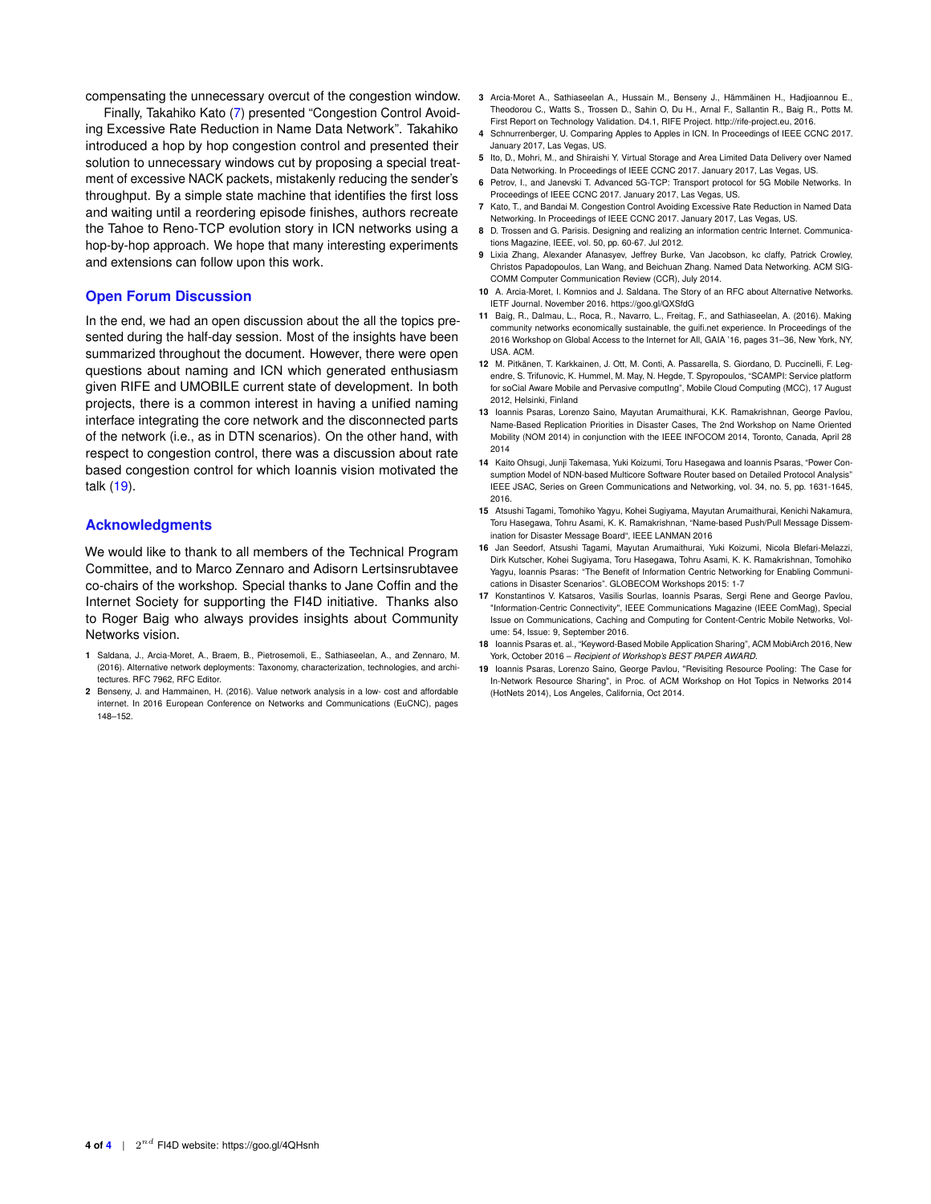compensating the unnecessary overcut of the congestion window.

Finally, Takahiko Kato (7) presented "Congestion Control Avoiding Excessive Rate Reduction in Name Data Network". Takahiko introduced a hop by hop congestion control and presented their solution to unnecessary windows cut by proposing a special treatment of excessive NACK packets, mistakenly reducing the sender's throughput. By a simple state machine that identifies the first loss and waiting until a reordering episode finishes, authors recreate the Tahoe to Reno-TCP evolution story in ICN networks using a hop-by-hop approach. We hope that many interesting experiments and extensions can follow upon this work.

## Open Forum Discussion

In the end, we had an open discussion about the all the topics presented during the half-day session. Most of the insights have been summarized throughout the document. However, there were open questions about naming and ICN which generated enthusiasm given RIFE and UMOBILE current state of development. In both projects, there is a common interest in having a unified naming interface integrating the core network and the disconnected parts of the network (i.e., as in DTN scenarios). On the other hand, with respect to congestion control, there was a discussion about rate based congestion control for which Ioannis vision motivated the talk (19).

## Acknowledgments

We would like to thank to all members of the Technical Program Committee, and to Marco Zennaro and Adisorn Lertsinsrubtavee co-chairs of the workshop. Special thanks to Jane Coffin and the Internet Society for supporting the FI4D initiative. Thanks also to Roger Baig who always provides insights about Community Networks vision.

**1** Saldana, J., Arcia-Moret, A., Braem, B., Pietrosemoli, E., Sathiaseelan, A., and Zennaro, M. (2016). Alternative network deployments: Taxonomy, characterization, technologies, and architectures. RFC 7962, RFC Editor.

**2** Benseny, J. and Hammainen, H. (2016). Value network analysis in a low- cost and affordable internet. In 2016 European Conference on Networks and Communications (EuCNC), pages 148–152.

**3** Arcia-Moret A., Sathiaseelan A., Hussain M., Benseny J., Hämmäinen H., Hadjioannou E., Theodorou C., Watts S., Trossen D., Sahin O, Du H., Arnal F., Sallantin R., Baig R., Potts M. First Report on Technology Validation. D4.1, RIFE Project. http://rife-project.eu, 2016.

**4** Schnurrenberger, U. Comparing Apples to Apples in ICN. In Proceedings of IEEE CCNC 2017. January 2017, Las Vegas, US.

**5** Ito, D., Mohri, M., and Shiraishi Y. Virtual Storage and Area Limited Data Delivery over Named Data Networking. In Proceedings of IEEE CCNC 2017. January 2017, Las Vegas, US.

**6** Petrov, I., and Janevski T. Advanced 5G-TCP: Transport protocol for 5G Mobile Networks. In Proceedings of IEEE CCNC 2017. January 2017, Las Vegas, US.

**7** Kato, T., and Bandai M. Congestion Control Avoiding Excessive Rate Reduction in Named Data Networking. In Proceedings of IEEE CCNC 2017. January 2017, Las Vegas, US.

**8** D. Trossen and G. Parisis. Designing and realizing an information centric Internet. Communications Magazine, IEEE, vol. 50, pp. 60-67. Jul 2012.

**9** Lixia Zhang, Alexander Afanasyev, Jeffrey Burke, Van Jacobson, kc claffy, Patrick Crowley, Christos Papadopoulos, Lan Wang, and Beichuan Zhang. Named Data Networking. ACM SIGCOMM Computer Communication Review (CCR), July 2014.

**10** A. Arcia-Moret, I. Komnios and J. Saldana. The Story of an RFC about Alternative Networks. IETF Journal. November 2016. https://goo.gl/QXSfdG

**11** Baig, R., Dalmau, L., Roca, R., Navarro, L., Freitag, F., and Sathiaseelan, A. (2016). Making community networks economically sustainable, the guifi.net experience. In Proceedings of the 2016 Workshop on Global Access to the Internet for All, GAIA '16, pages 31–36, New York, NY, USA. ACM.

**12** M. Pitkänen, T. Karkkainen, J. Ott, M. Conti, A. Passarella, S. Giordano, D. Puccinelli, F. Legendre, S. Trifunovic, K. Hummel, M. May, N. Hegde, T. Spyropoulos, "SCAMPI: Service platform for soCial Aware Mobile and Pervasive computIng", Mobile Cloud Computing (MCC), 17 August 2012, Helsinki, Finland

**13** Ioannis Psaras, Lorenzo Saino, Mayutan Arumaithurai, K.K. Ramakrishnan, George Pavlou, Name-Based Replication Priorities in Disaster Cases, The 2nd Workshop on Name Oriented Mobility (NOM 2014) in conjunction with the IEEE INFOCOM 2014, Toronto, Canada, April 28 2014

**14** Kaito Ohsugi, Junji Takemasa, Yuki Koizumi, Toru Hasegawa and Ioannis Psaras, "Power Consumption Model of NDN-based Multicore Software Router based on Detailed Protocol Analysis" IEEE JSAC, Series on Green Communications and Networking, vol. 34, no. 5, pp. 1631-1645, 2016.

**15** Atsushi Tagami, Tomohiko Yagyu, Kohei Sugiyama, Mayutan Arumaithurai, Kenichi Nakamura, Toru Hasegawa, Tohru Asami, K. K. Ramakrishnan, "Name-based Push/Pull Message Dissemination for Disaster Message Board", IEEE LANMAN 2016

**16** Jan Seedorf, Atsushi Tagami, Mayutan Arumaithurai, Yuki Koizumi, Nicola Blefari-Melazzi, Dirk Kutscher, Kohei Sugiyama, Toru Hasegawa, Tohru Asami, K. K. Ramakrishnan, Tomohiko Yagyu, Ioannis Psaras: "The Benefit of Information Centric Networking for Enabling Communications in Disaster Scenarios". GLOBECOM Workshops 2015: 1-7

**17** Konstantinos V. Katsaros, Vasilis Sourlas, Ioannis Psaras, Sergi Rene and George Pavlou, "Information-Centric Connectivity", IEEE Communications Magazine (IEEE ComMag), Special Issue on Communications, Caching and Computing for Content-Centric Mobile Networks, Volume: 54, Issue: 9, September 2016.

**18** Ioannis Psaras et. al., "Keyword-Based Mobile Application Sharing", ACM MobiArch 2016, New York, October 2016 – *Recipient of Workshop's BEST PAPER AWARD.*

**19** Ioannis Psaras, Lorenzo Saino, George Pavlou, "Revisiting Resource Pooling: The Case for In-Network Resource Sharing", in Proc. of ACM Workshop on Hot Topics in Networks 2014 (HotNets 2014), Los Angeles, California, Oct 2014.